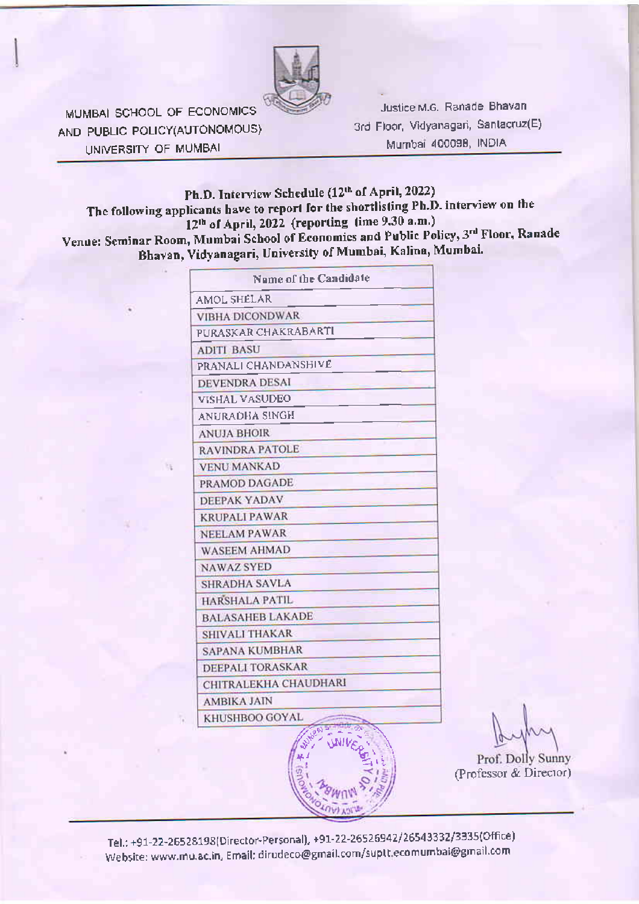MUMBAI SCHOOL OF ECONOMICS AND PUBLIC POLICY(AUTONOMOUS)
UNIVERSITY OF MUMBAI

Justice M.G. Ranade Bhavan
3rd Floor, Vidyanagari, Santacruz(E)
Mumbai 400098, INDIA

**Ph.D. Interview Schedule (12th of April, 2022)**

**The following applicants have to report for the shortlisting Ph.D. interview on the 12th of April, 2022 (reporting time 9.30 a.m.)**

**Venue: Seminar Room, Mumbai School of Economics and Public Policy, 3rd Floor, Ranade Bhavan, Vidyanagari, University of Mumbai, Kalina, Mumbai.**

| Name of the Candidate |
|---|
| AMOL SHELAR |
| VIBHA DICONDWAR |
| PURASKAR CHAKRABARTI |
| ADITI BASU |
| PRANALI CHANDANSHIVE |
| DEVENDRA DESAI |
| VISHAL VASUDEO |
| ANURADHA SINGH |
| ANUJA BHOIR |
| RAVINDRA PATOLE |
| VENU MANKAD |
| PRAMOD DAGADE |
| DEEPAK YADAV |
| KRUPALI PAWAR |
| NEELAM PAWAR |
| WASEEM AHMAD |
| NAWAZ SYED |
| SHRADHA SAVLA |
| HARSHALA PATIL |
| BALASAHEB LAKADE |
| SHIVALI THAKAR |
| SAPANA KUMBHAR |
| DEEPALI TORASKAR |
| CHITRALEKHA CHAUDHARI |
| AMBIKA JAIN |
| KHUSHBOO GOYAL |

Prof. Dolly Sunny
(Professor & Director)

Tel.: +91-22-26528198(Director-Personal), +91-22-26526942/26543332/3335(Office)
Website: www.mu.ac.in, Email: dirudeco@gmail.com/suptt.ecomumbai@gmail.com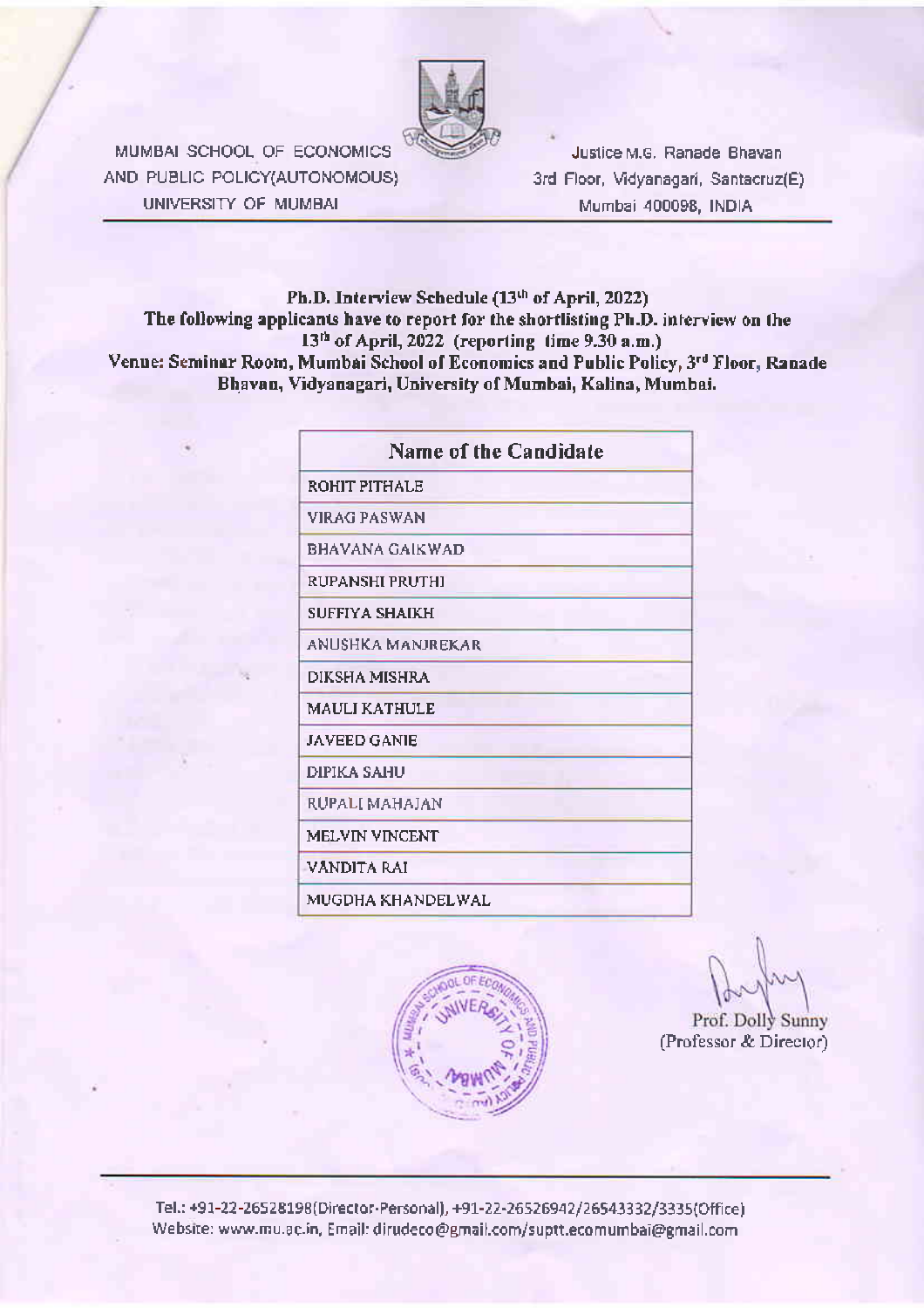MUMBAI SCHOOL OF ECONOMICS AND PUBLIC POLICY(AUTONOMOUS)
UNIVERSITY OF MUMBAI

Justice M.G. Ranade Bhavan
3rd Floor, Vidyanagari, Santacruz(E)
Mumbai 400098, INDIA

**Ph.D. Interview Schedule (13th of April, 2022)**
**The following applicants have to report for the shortlisting Ph.D. interview on the 13th of April, 2022 (reporting time 9.30 a.m.)**
**Venue: Seminar Room, Mumbai School of Economics and Public Policy, 3rd Floor, Ranade Bhavan, Vidyanagari, University of Mumbai, Kalina, Mumbai.**

| Name of the Candidate |
|---|
| ROHIT PITHALE |
| VIRAG PASWAN |
| BHAVANA GAIKWAD |
| RUPANSHI PRUTHI |
| SUFFIYA SHAIKH |
| ANUSHKA MANJREKAR |
| DIKSHA MISHRA |
| MAULI KATHULE |
| JAVEED GANIE |
| DIPIKA SAHU |
| RUPALI MAHAJAN |
| MELVIN VINCENT |
| VANDITA RAI |
| MUGDHA KHANDELWAL |

Prof. Dolly Sunny
(Professor & Director)

Tel.: +91-22-26528198(Director-Personal), +91-22-26526942/26543332/3335(Office)
Website: www.mu.ac.in, Email: dirudeco@gmail.com/suptt.ecomumbai@gmail.com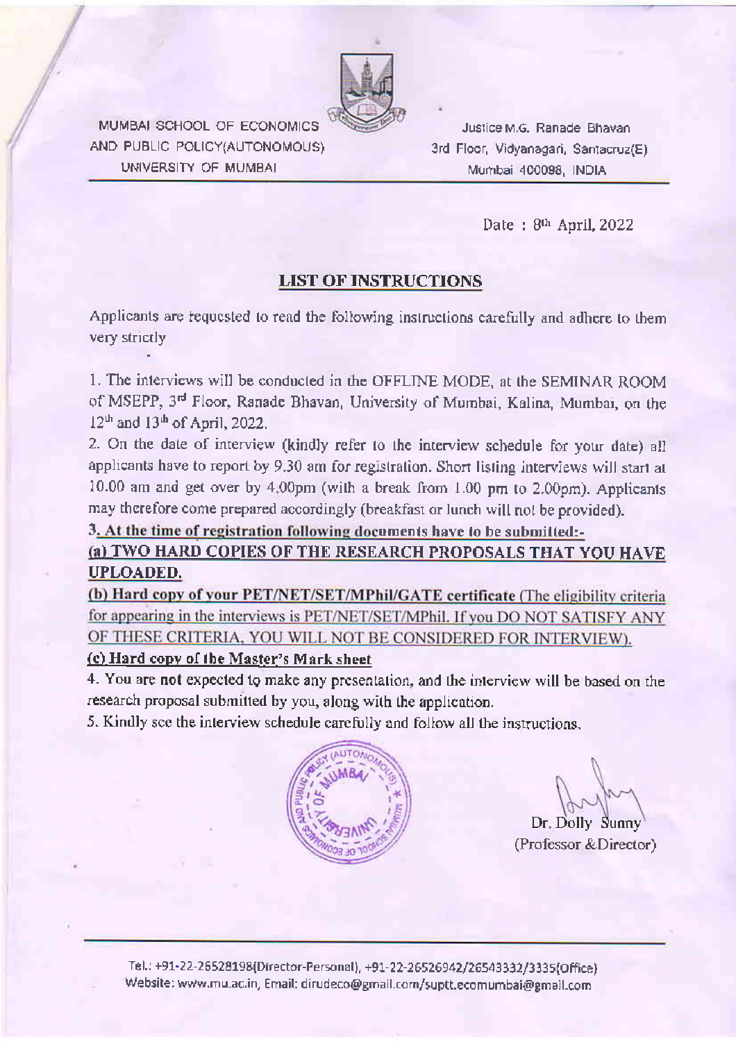MUMBAI SCHOOL OF ECONOMICS AND PUBLIC POLICY(AUTONOMOUS)
UNIVERSITY OF MUMBAI

Justice M.G. Ranade Bhavan
3rd Floor, Vidyanagari, Santacruz(E)
Mumbai 400098, INDIA

Date : 8th April, 2022

## LIST OF INSTRUCTIONS

Applicants are requested to read the following instructions carefully and adhere to them very strictly

1. The interviews will be conducted in the OFFLINE MODE, at the SEMINAR ROOM of MSEPP, 3rd Floor, Ranade Bhavan, University of Mumbai, Kalina, Mumbai, on the 12th and 13th of April, 2022.
2. On the date of interview (kindly refer to the interview schedule for your date) all applicants have to report by 9.30 am for registration. Short listing interviews will start at 10.00 am and get over by 4.00pm (with a break from 1.00 pm to 2.00pm). Applicants may therefore come prepared accordingly (breakfast or lunch will not be provided).
3. **At the time of registration following documents have to be submitted:-**

**(a) TWO HARD COPIES OF THE RESEARCH PROPOSALS THAT YOU HAVE UPLOADED.**

**(b) Hard copy of your PET/NET/SET/MPhil/GATE certificate** (The eligibility criteria for appearing in the interviews is PET/NET/SET/MPhil. If you DO NOT SATISFY ANY OF THESE CRITERIA, YOU WILL NOT BE CONSIDERED FOR INTERVIEW).

**(c) Hard copy of the Master's Mark sheet**

4. You are **not** expected to make any presentation, and the interview will be based on the research proposal submitted by you, along with the application.
5. Kindly see the interview schedule carefully and follow all the instructions.

Dr. Dolly Sunny
(Professor &Director)

Tel.: +91-22-26528198(Director-Personal), +91-22-26526942/26543332/3335(Office)
Website: www.mu.ac.in, Email: dirudeco@gmail.com/suptt.ecomumbai@gmail.com